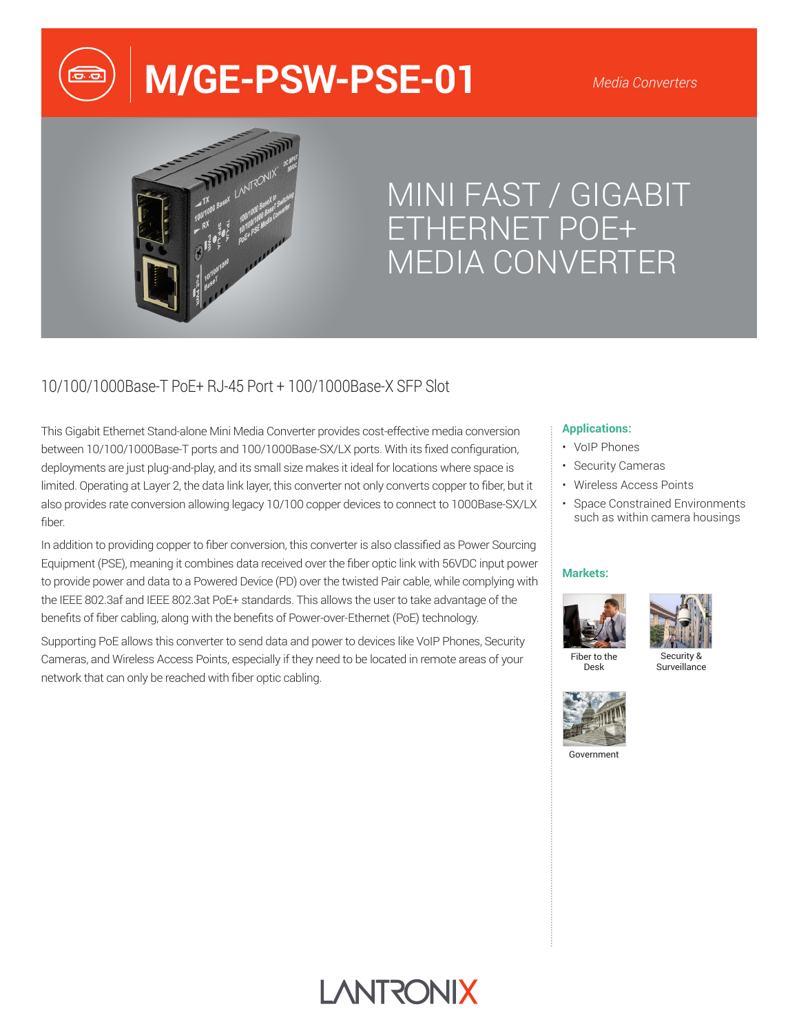# M/GE-PSW-PSE-01

*Media Converters*

## MINI FAST / GIGABIT ETHERNET POE+ MEDIA CONVERTER

### 10/100/1000Base-T PoE+ RJ-45 Port + 100/1000Base-X SFP Slot

This Gigabit Ethernet Stand-alone Mini Media Converter provides cost-effective media conversion between 10/100/1000Base-T ports and 100/1000Base-SX/LX ports. With its fixed configuration, deployments are just plug-and-play, and its small size makes it ideal for locations where space is limited. Operating at Layer 2, the data link layer, this converter not only converts copper to fiber, but it also provides rate conversion allowing legacy 10/100 copper devices to connect to 1000Base-SX/LX fiber.

In addition to providing copper to fiber conversion, this converter is also classified as Power Sourcing Equipment (PSE), meaning it combines data received over the fiber optic link with 56VDC input power to provide power and data to a Powered Device (PD) over the twisted Pair cable, while complying with the IEEE 802.3af and IEEE 802.3at PoE+ standards. This allows the user to take advantage of the benefits of fiber cabling, along with the benefits of Power-over-Ethernet (PoE) technology.

Supporting PoE allows this converter to send data and power to devices like VoIP Phones, Security Cameras, and Wireless Access Points, especially if they need to be located in remote areas of your network that can only be reached with fiber optic cabling.

**Applications:**

- VoIP Phones
- Security Cameras
- Wireless Access Points
- Space Constrained Environments such as within camera housings

**Markets:**

Fiber to the Desk

Security & Surveillance

Government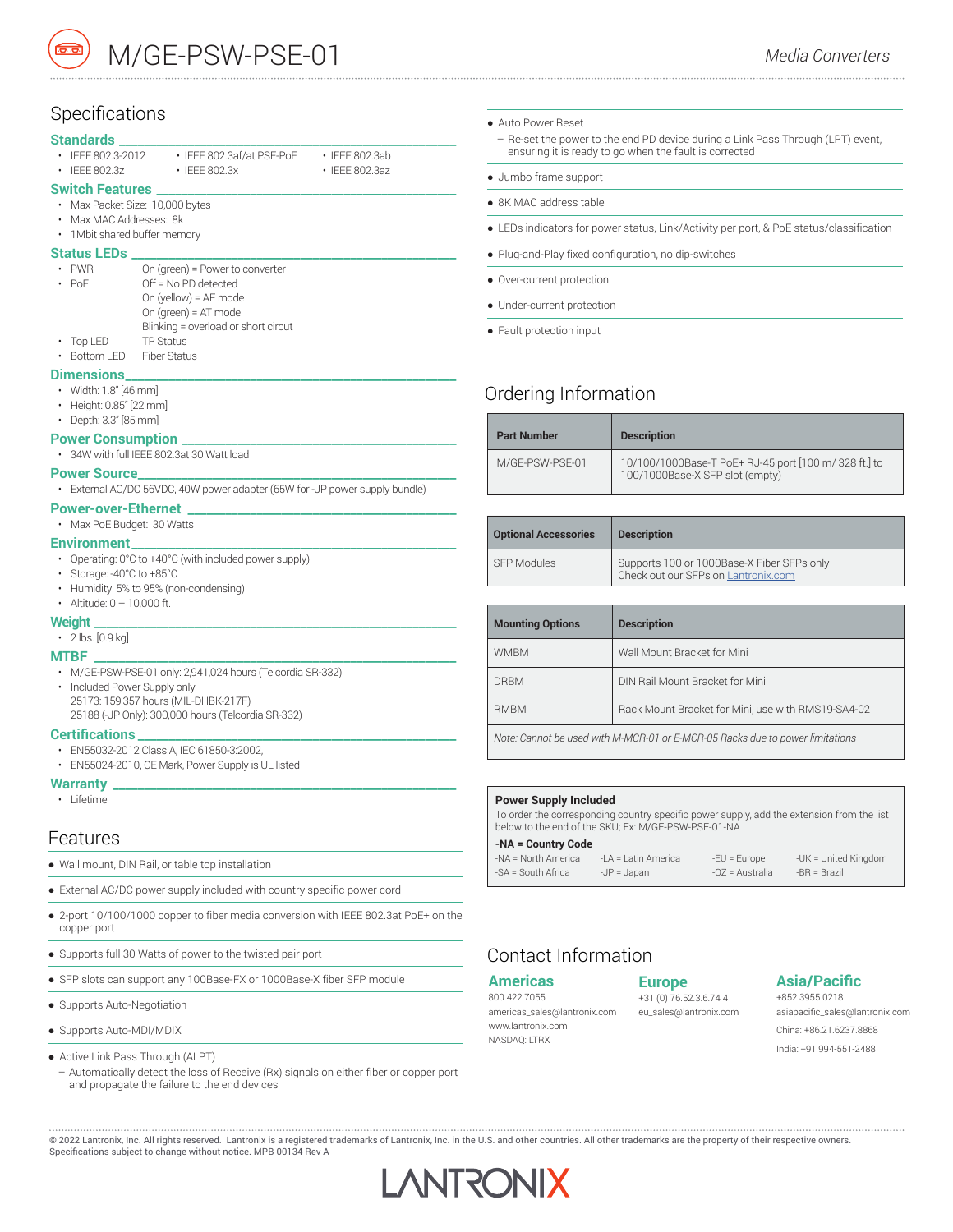# M/GE-PSW-PSE-01

*Media Converters*

## Specifications

### Standards

- IEEE 802.3-2012
- IEEE 802.3z
- IEEE 802.3af/at PSE-PoE
- IEEE 802.3x
- IEEE 802.3ab
- IEEE 802.3az

### Switch Features

- Max Packet Size: 10,000 bytes
- Max MAC Addresses: 8k
- 1Mbit shared buffer memory

### Status LEDs

- PWR — On (green) = Power to converter
- PoE — Off = No PD detected
  On (yellow) = AF mode
  On (green) = AT mode
  Blinking = overload or short circut
- Top LED — TP Status
- Bottom LED — Fiber Status

### Dimensions

- Width: 1.8" [46 mm]
- Height: 0.85" [22 mm]
- Depth: 3.3" [85 mm]

### Power Consumption

- 34W with full IEEE 802.3at 30 Watt load

### Power Source

- External AC/DC 56VDC, 40W power adapter (65W for -JP power supply bundle)

### Power-over-Ethernet

- Max PoE Budget: 30 Watts

### Environment

- Operating: 0°C to +40°C (with included power supply)
- Storage: -40°C to +85°C
- Humidity: 5% to 95% (non-condensing)
- Altitude: 0 – 10,000 ft.

### Weight

- 2 lbs. [0.9 kg]

### MTBF

- M/GE-PSW-PSE-01 only: 2,941,024 hours (Telcordia SR-332)
- Included Power Supply only
  25173: 159,357 hours (MIL-DHBK-217F)
  25188 (-JP Only): 300,000 hours (Telcordia SR-332)

### Certifications

- EN55032-2012 Class A, IEC 61850-3:2002,
- EN55024-2010, CE Mark, Power Supply is UL listed

### Warranty

- Lifetime

## Features

- Wall mount, DIN Rail, or table top installation
- External AC/DC power supply included with country specific power cord
- 2-port 10/100/1000 copper to fiber media conversion with IEEE 802.3at PoE+ on the copper port
- Supports full 30 Watts of power to the twisted pair port
- SFP slots can support any 100Base-FX or 1000Base-X fiber SFP module
- Supports Auto-Negotiation
- Supports Auto-MDI/MDIX
- Active Link Pass Through (ALPT)
  - Automatically detect the loss of Receive (Rx) signals on either fiber or copper port and propagate the failure to the end devices
- Auto Power Reset
  - Re-set the power to the end PD device during a Link Pass Through (LPT) event, ensuring it is ready to go when the fault is corrected
- Jumbo frame support
- 8K MAC address table
- LEDs indicators for power status, Link/Activity per port, & PoE status/classification
- Plug-and-Play fixed configuration, no dip-switches
- Over-current protection
- Under-current protection
- Fault protection input

## Ordering Information

| Part Number | Description |
|---|---|
| M/GE-PSW-PSE-01 | 10/100/1000Base-T PoE+ RJ-45 port [100 m/ 328 ft.] to 100/1000Base-X SFP slot (empty) |

| Optional Accessories | Description |
|---|---|
| SFP Modules | Supports 100 or 1000Base-X Fiber SFPs only Check out our SFPs on Lantronix.com |

| Mounting Options | Description |
|---|---|
| WMBM | Wall Mount Bracket for Mini |
| DRBM | DIN Rail Mount Bracket for Mini |
| RMBM | Rack Mount Bracket for Mini, use with RMS19-SA4-02 |

*Note: Cannot be used with M-MCR-01 or E-MCR-05 Racks due to power limitations*

**Power Supply Included**

To order the corresponding country specific power supply, add the extension from the list below to the end of the SKU; Ex: M/GE-PSW-PSE-01-NA

**-NA = Country Code**

-NA = North America, -LA = Latin America, -EU = Europe, -UK = United Kingdom, -SA = South Africa, -JP = Japan, -OZ = Australia, -BR = Brazil

## Contact Information

**Americas**
800.422.7055
americas_sales@lantronix.com
www.lantronix.com
NASDAQ: LTRX

**Europe**
+31 (0) 76.52.3.6.74 4
eu_sales@lantronix.com

**Asia/Pacific**
+852 3955.0218
asiapacific_sales@lantronix.com
China: +86.21.6237.8868
India: +91 994-551-2488

© 2022 Lantronix, Inc. All rights reserved. Lantronix is a registered trademarks of Lantronix, Inc. in the U.S. and other countries. All other trademarks are the property of their respective owners. Specifications subject to change without notice. MPB-00134 Rev A

LANTRONIX